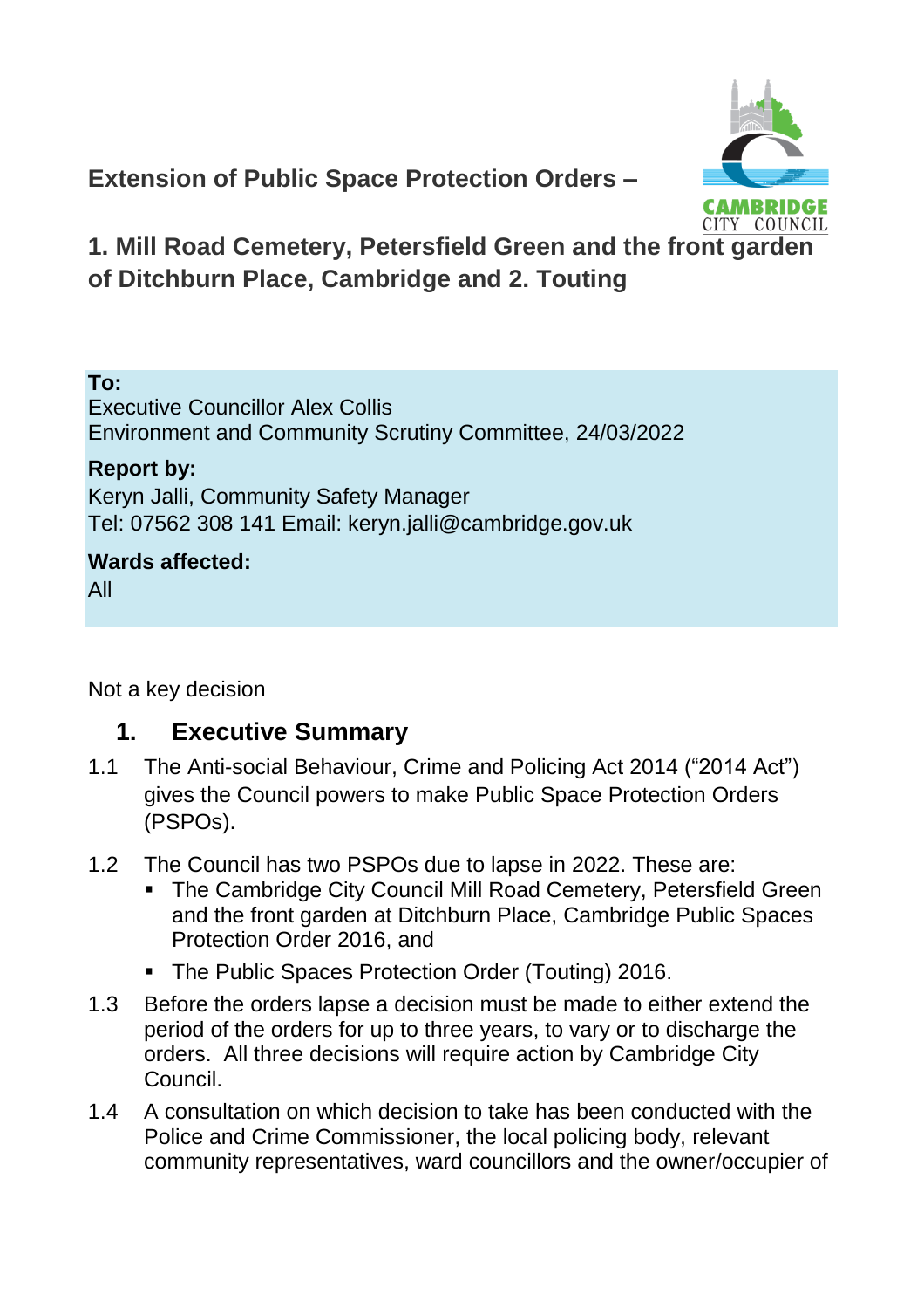# Extension of Public Space Protection Orders –

## 1. Mill Road Cemetery, Petersfield Green and the front garden of Ditchburn Place, Cambridge and 2. Touting

**To:**
Executive Councillor Alex Collis
Environment and Community Scrutiny Committee, 24/03/2022

**Report by:**
Keryn Jalli, Community Safety Manager
Tel: 07562 308 141 Email: keryn.jalli@cambridge.gov.uk

**Wards affected:**
All

Not a key decision

## 1. Executive Summary

1.1 The Anti-social Behaviour, Crime and Policing Act 2014 ("2014 Act") gives the Council powers to make Public Space Protection Orders (PSPOs).

1.2 The Council has two PSPOs due to lapse in 2022. These are:

- The Cambridge City Council Mill Road Cemetery, Petersfield Green and the front garden at Ditchburn Place, Cambridge Public Spaces Protection Order 2016, and
- The Public Spaces Protection Order (Touting) 2016.

1.3 Before the orders lapse a decision must be made to either extend the period of the orders for up to three years, to vary or to discharge the orders. All three decisions will require action by Cambridge City Council.

1.4 A consultation on which decision to take has been conducted with the Police and Crime Commissioner, the local policing body, relevant community representatives, ward councillors and the owner/occupier of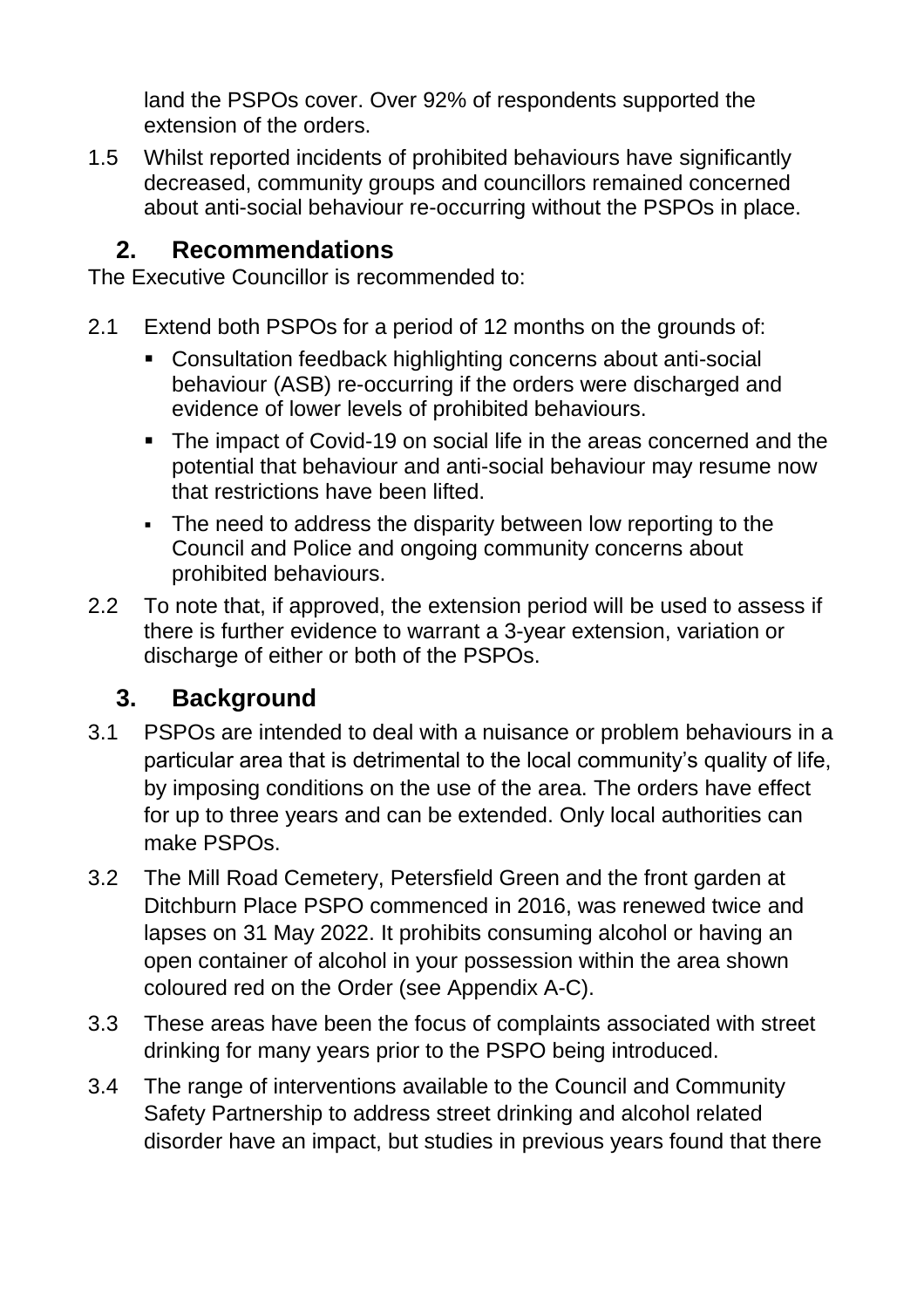land the PSPOs cover. Over 92% of respondents supported the extension of the orders.

1.5 Whilst reported incidents of prohibited behaviours have significantly decreased, community groups and councillors remained concerned about anti-social behaviour re-occurring without the PSPOs in place.

## 2. Recommendations

The Executive Councillor is recommended to:

2.1 Extend both PSPOs for a period of 12 months on the grounds of:

- Consultation feedback highlighting concerns about anti-social behaviour (ASB) re-occurring if the orders were discharged and evidence of lower levels of prohibited behaviours.
- The impact of Covid-19 on social life in the areas concerned and the potential that behaviour and anti-social behaviour may resume now that restrictions have been lifted.
- The need to address the disparity between low reporting to the Council and Police and ongoing community concerns about prohibited behaviours.

2.2 To note that, if approved, the extension period will be used to assess if there is further evidence to warrant a 3-year extension, variation or discharge of either or both of the PSPOs.

## 3. Background

3.1 PSPOs are intended to deal with a nuisance or problem behaviours in a particular area that is detrimental to the local community's quality of life, by imposing conditions on the use of the area. The orders have effect for up to three years and can be extended. Only local authorities can make PSPOs.

3.2 The Mill Road Cemetery, Petersfield Green and the front garden at Ditchburn Place PSPO commenced in 2016, was renewed twice and lapses on 31 May 2022. It prohibits consuming alcohol or having an open container of alcohol in your possession within the area shown coloured red on the Order (see Appendix A-C).

3.3 These areas have been the focus of complaints associated with street drinking for many years prior to the PSPO being introduced.

3.4 The range of interventions available to the Council and Community Safety Partnership to address street drinking and alcohol related disorder have an impact, but studies in previous years found that there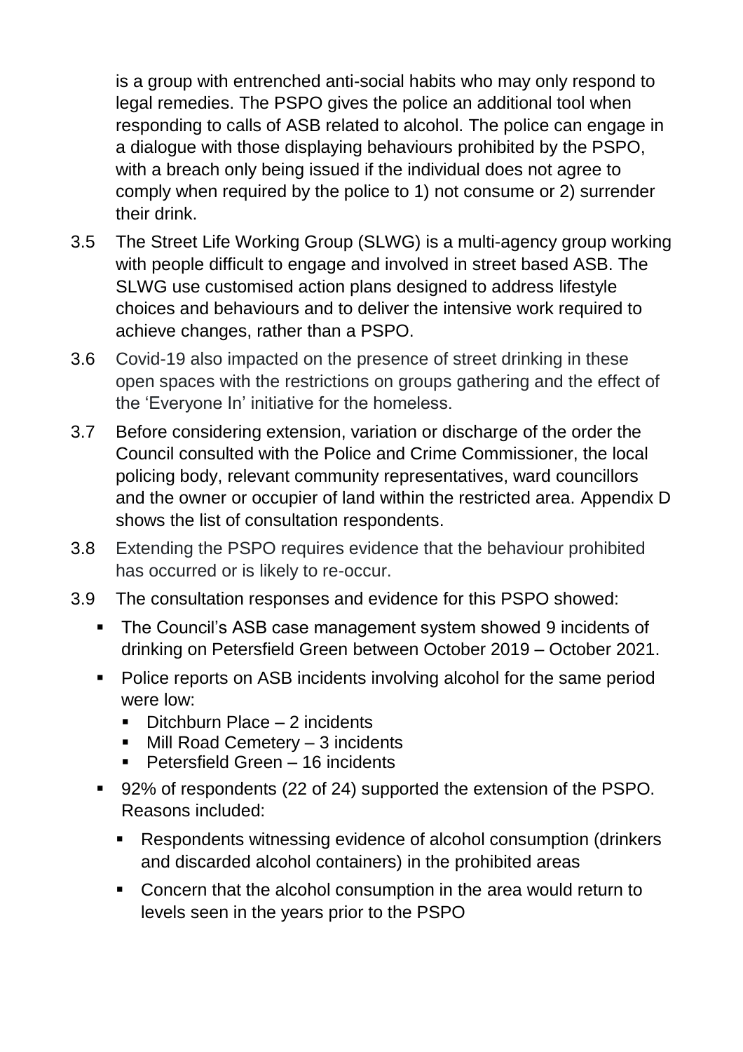is a group with entrenched anti-social habits who may only respond to legal remedies. The PSPO gives the police an additional tool when responding to calls of ASB related to alcohol. The police can engage in a dialogue with those displaying behaviours prohibited by the PSPO, with a breach only being issued if the individual does not agree to comply when required by the police to 1) not consume or 2) surrender their drink.

3.5 The Street Life Working Group (SLWG) is a multi-agency group working with people difficult to engage and involved in street based ASB. The SLWG use customised action plans designed to address lifestyle choices and behaviours and to deliver the intensive work required to achieve changes, rather than a PSPO.

3.6 Covid-19 also impacted on the presence of street drinking in these open spaces with the restrictions on groups gathering and the effect of the 'Everyone In' initiative for the homeless.

3.7 Before considering extension, variation or discharge of the order the Council consulted with the Police and Crime Commissioner, the local policing body, relevant community representatives, ward councillors and the owner or occupier of land within the restricted area. Appendix D shows the list of consultation respondents.

3.8 Extending the PSPO requires evidence that the behaviour prohibited has occurred or is likely to re-occur.

3.9 The consultation responses and evidence for this PSPO showed:

- The Council's ASB case management system showed 9 incidents of drinking on Petersfield Green between October 2019 – October 2021.
- Police reports on ASB incidents involving alcohol for the same period were low:
  - Ditchburn Place – 2 incidents
  - Mill Road Cemetery – 3 incidents
  - Petersfield Green – 16 incidents
- 92% of respondents (22 of 24) supported the extension of the PSPO. Reasons included:
  - Respondents witnessing evidence of alcohol consumption (drinkers and discarded alcohol containers) in the prohibited areas
  - Concern that the alcohol consumption in the area would return to levels seen in the years prior to the PSPO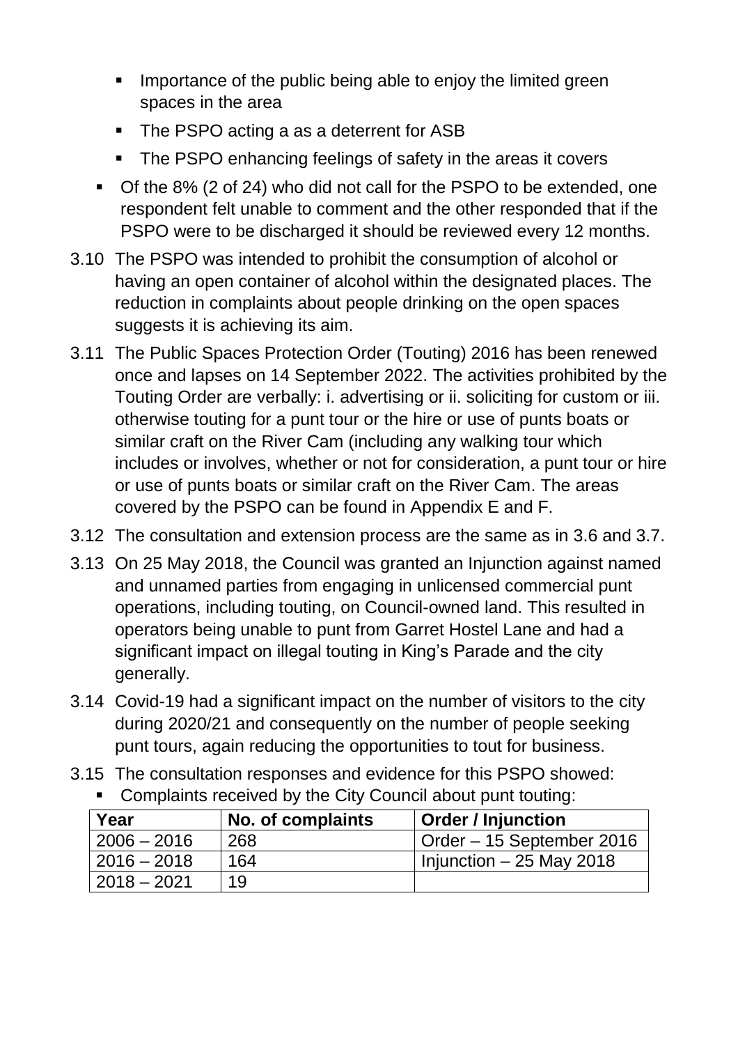- Importance of the public being able to enjoy the limited green spaces in the area
  - The PSPO acting a as a deterrent for ASB
  - The PSPO enhancing feelings of safety in the areas it covers
- Of the 8% (2 of 24) who did not call for the PSPO to be extended, one respondent felt unable to comment and the other responded that if the PSPO were to be discharged it should be reviewed every 12 months.

3.10 The PSPO was intended to prohibit the consumption of alcohol or having an open container of alcohol within the designated places. The reduction in complaints about people drinking on the open spaces suggests it is achieving its aim.

3.11 The Public Spaces Protection Order (Touting) 2016 has been renewed once and lapses on 14 September 2022. The activities prohibited by the Touting Order are verbally: i. advertising or ii. soliciting for custom or iii. otherwise touting for a punt tour or the hire or use of punts boats or similar craft on the River Cam (including any walking tour which includes or involves, whether or not for consideration, a punt tour or hire or use of punts boats or similar craft on the River Cam. The areas covered by the PSPO can be found in Appendix E and F.

3.12 The consultation and extension process are the same as in 3.6 and 3.7.

3.13 On 25 May 2018, the Council was granted an Injunction against named and unnamed parties from engaging in unlicensed commercial punt operations, including touting, on Council-owned land. This resulted in operators being unable to punt from Garret Hostel Lane and had a significant impact on illegal touting in King's Parade and the city generally.

3.14 Covid-19 had a significant impact on the number of visitors to the city during 2020/21 and consequently on the number of people seeking punt tours, again reducing the opportunities to tout for business.

3.15 The consultation responses and evidence for this PSPO showed:

- Complaints received by the City Council about punt touting:

| Year | No. of complaints | Order / Injunction |
|---|---|---|
| 2006 – 2016 | 268 | Order – 15 September 2016 |
| 2016 – 2018 | 164 | Injunction – 25 May 2018 |
| 2018 – 2021 | 19 | |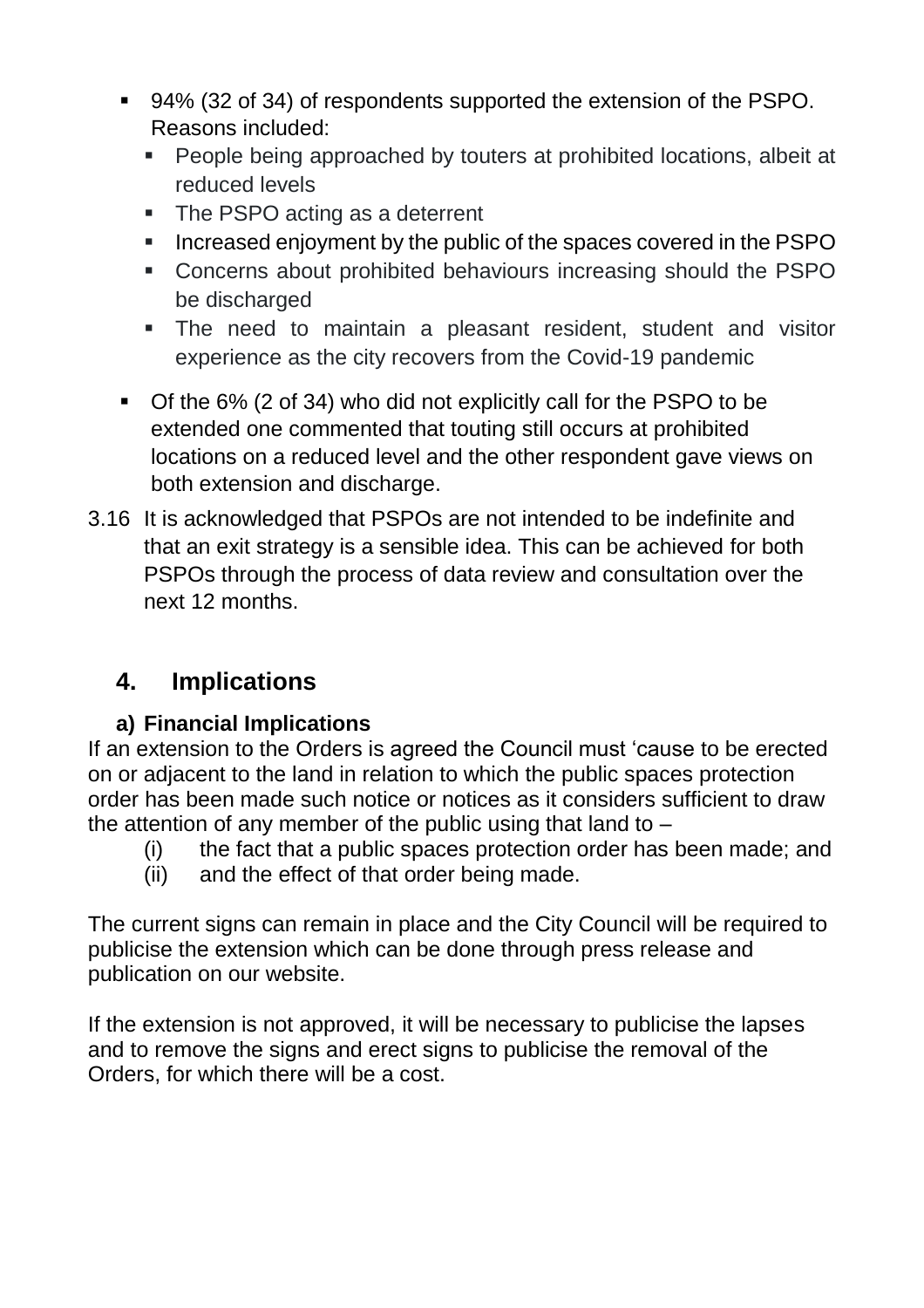- 94% (32 of 34) of respondents supported the extension of the PSPO. Reasons included:
  - People being approached by touters at prohibited locations, albeit at reduced levels
  - The PSPO acting as a deterrent
  - Increased enjoyment by the public of the spaces covered in the PSPO
  - Concerns about prohibited behaviours increasing should the PSPO be discharged
  - The need to maintain a pleasant resident, student and visitor experience as the city recovers from the Covid-19 pandemic
- Of the 6% (2 of 34) who did not explicitly call for the PSPO to be extended one commented that touting still occurs at prohibited locations on a reduced level and the other respondent gave views on both extension and discharge.

3.16 It is acknowledged that PSPOs are not intended to be indefinite and that an exit strategy is a sensible idea. This can be achieved for both PSPOs through the process of data review and consultation over the next 12 months.

## 4. Implications

### a) Financial Implications

If an extension to the Orders is agreed the Council must 'cause to be erected on or adjacent to the land in relation to which the public spaces protection order has been made such notice or notices as it considers sufficient to draw the attention of any member of the public using that land to –

(i) the fact that a public spaces protection order has been made; and
(ii) and the effect of that order being made.

The current signs can remain in place and the City Council will be required to publicise the extension which can be done through press release and publication on our website.

If the extension is not approved, it will be necessary to publicise the lapses and to remove the signs and erect signs to publicise the removal of the Orders, for which there will be a cost.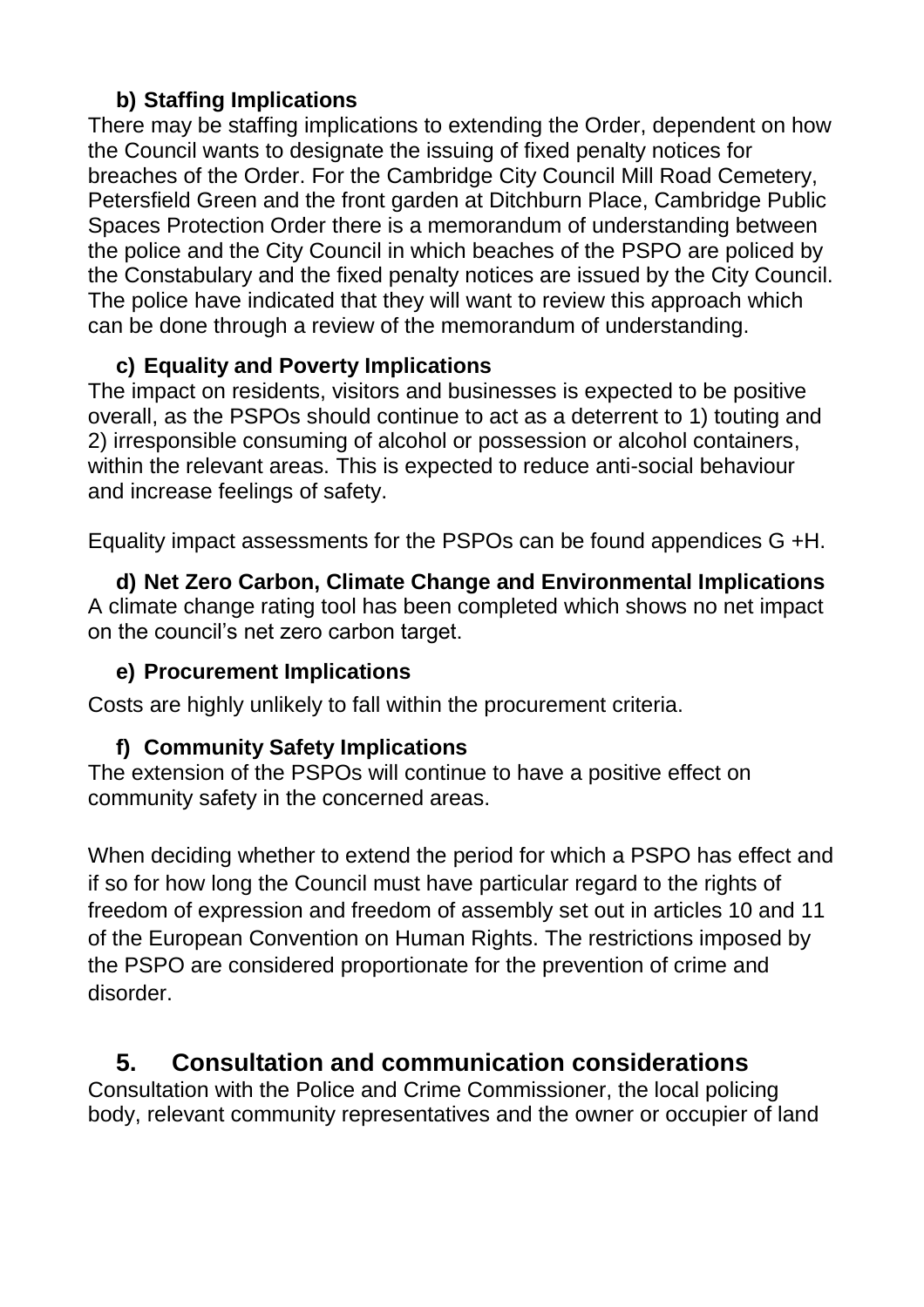**b) Staffing Implications**

There may be staffing implications to extending the Order, dependent on how the Council wants to designate the issuing of fixed penalty notices for breaches of the Order. For the Cambridge City Council Mill Road Cemetery, Petersfield Green and the front garden at Ditchburn Place, Cambridge Public Spaces Protection Order there is a memorandum of understanding between the police and the City Council in which beaches of the PSPO are policed by the Constabulary and the fixed penalty notices are issued by the City Council. The police have indicated that they will want to review this approach which can be done through a review of the memorandum of understanding.

**c) Equality and Poverty Implications**

The impact on residents, visitors and businesses is expected to be positive overall, as the PSPOs should continue to act as a deterrent to 1) touting and 2) irresponsible consuming of alcohol or possession or alcohol containers, within the relevant areas. This is expected to reduce anti-social behaviour and increase feelings of safety.

Equality impact assessments for the PSPOs can be found appendices G +H.

**d) Net Zero Carbon, Climate Change and Environmental Implications**

A climate change rating tool has been completed which shows no net impact on the council's net zero carbon target.

**e) Procurement Implications**

Costs are highly unlikely to fall within the procurement criteria.

**f) Community Safety Implications**

The extension of the PSPOs will continue to have a positive effect on community safety in the concerned areas.

When deciding whether to extend the period for which a PSPO has effect and if so for how long the Council must have particular regard to the rights of freedom of expression and freedom of assembly set out in articles 10 and 11 of the European Convention on Human Rights. The restrictions imposed by the PSPO are considered proportionate for the prevention of crime and disorder.

## 5. Consultation and communication considerations

Consultation with the Police and Crime Commissioner, the local policing body, relevant community representatives and the owner or occupier of land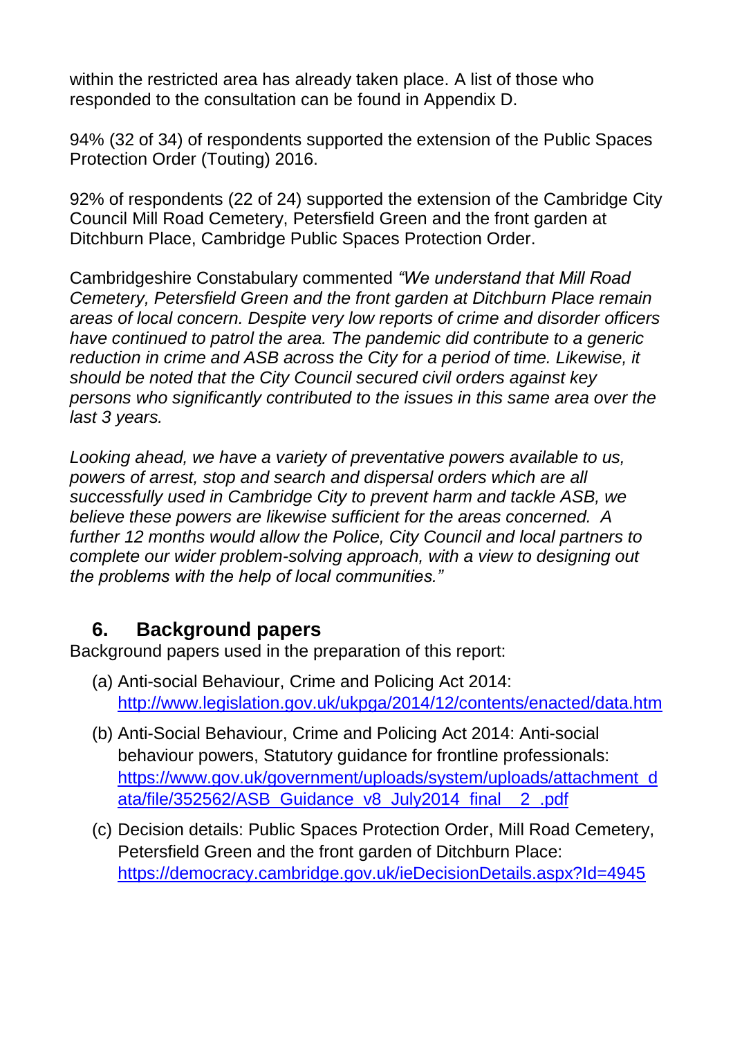within the restricted area has already taken place. A list of those who responded to the consultation can be found in Appendix D.

94% (32 of 34) of respondents supported the extension of the Public Spaces Protection Order (Touting) 2016.

92% of respondents (22 of 24) supported the extension of the Cambridge City Council Mill Road Cemetery, Petersfield Green and the front garden at Ditchburn Place, Cambridge Public Spaces Protection Order.

Cambridgeshire Constabulary commented *"We understand that Mill Road Cemetery, Petersfield Green and the front garden at Ditchburn Place remain areas of local concern. Despite very low reports of crime and disorder officers have continued to patrol the area. The pandemic did contribute to a generic reduction in crime and ASB across the City for a period of time. Likewise, it should be noted that the City Council secured civil orders against key persons who significantly contributed to the issues in this same area over the last 3 years.*

*Looking ahead, we have a variety of preventative powers available to us, powers of arrest, stop and search and dispersal orders which are all successfully used in Cambridge City to prevent harm and tackle ASB, we believe these powers are likewise sufficient for the areas concerned. A further 12 months would allow the Police, City Council and local partners to complete our wider problem-solving approach, with a view to designing out the problems with the help of local communities."*

## 6. Background papers

Background papers used in the preparation of this report:

(a) Anti-social Behaviour, Crime and Policing Act 2014: http://www.legislation.gov.uk/ukpga/2014/12/contents/enacted/data.htm

(b) Anti-Social Behaviour, Crime and Policing Act 2014: Anti-social behaviour powers, Statutory guidance for frontline professionals: https://www.gov.uk/government/uploads/system/uploads/attachment_data/file/352562/ASB_Guidance_v8_July2014_final__2_.pdf

(c) Decision details: Public Spaces Protection Order, Mill Road Cemetery, Petersfield Green and the front garden of Ditchburn Place: https://democracy.cambridge.gov.uk/ieDecisionDetails.aspx?Id=4945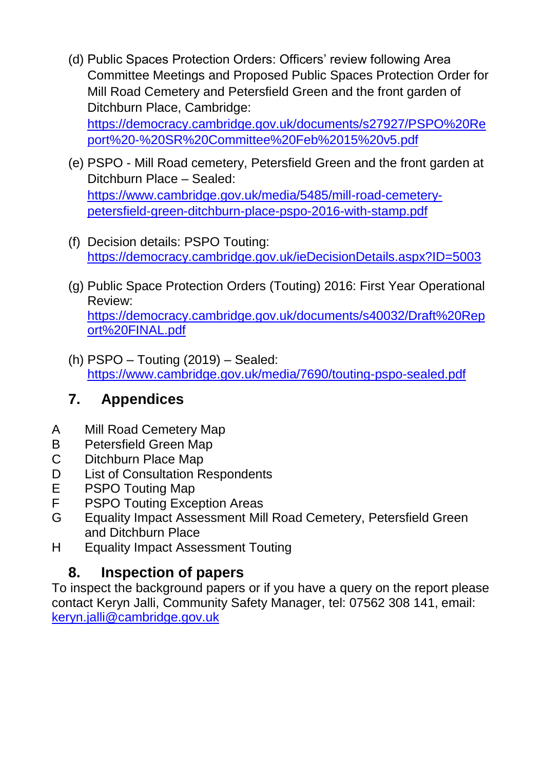(d) Public Spaces Protection Orders: Officers' review following Area Committee Meetings and Proposed Public Spaces Protection Order for Mill Road Cemetery and Petersfield Green and the front garden of Ditchburn Place, Cambridge: https://democracy.cambridge.gov.uk/documents/s27927/PSPO%20Report%20-%20SR%20Committee%20Feb%2015%20v5.pdf

(e) PSPO - Mill Road cemetery, Petersfield Green and the front garden at Ditchburn Place – Sealed: https://www.cambridge.gov.uk/media/5485/mill-road-cemetery-petersfield-green-ditchburn-place-pspo-2016-with-stamp.pdf

(f) Decision details: PSPO Touting: https://democracy.cambridge.gov.uk/ieDecisionDetails.aspx?ID=5003

(g) Public Space Protection Orders (Touting) 2016: First Year Operational Review: https://democracy.cambridge.gov.uk/documents/s40032/Draft%20Report%20FINAL.pdf

(h) PSPO – Touting (2019) – Sealed: https://www.cambridge.gov.uk/media/7690/touting-pspo-sealed.pdf

## 7. Appendices

A Mill Road Cemetery Map
B Petersfield Green Map
C Ditchburn Place Map
D List of Consultation Respondents
E PSPO Touting Map
F PSPO Touting Exception Areas
G Equality Impact Assessment Mill Road Cemetery, Petersfield Green and Ditchburn Place
H Equality Impact Assessment Touting

## 8. Inspection of papers

To inspect the background papers or if you have a query on the report please contact Keryn Jalli, Community Safety Manager, tel: 07562 308 141, email: keryn.jalli@cambridge.gov.uk